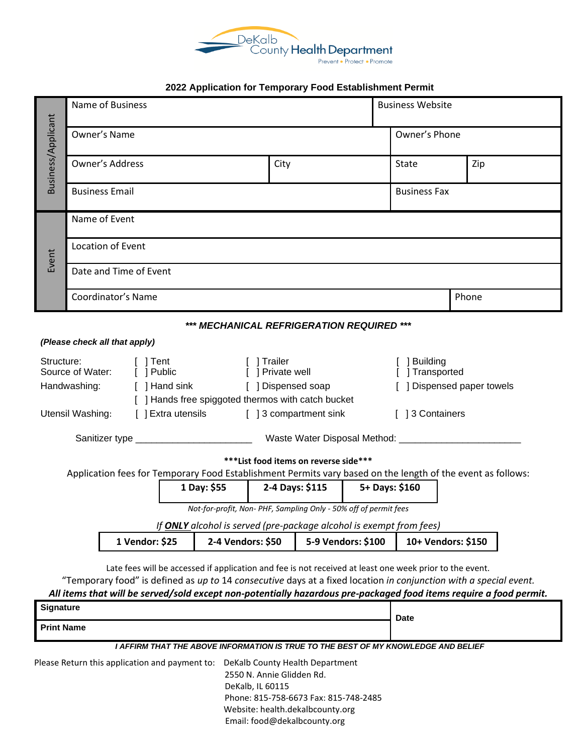DeKalb County Health Department

Prevent • Protect • Promote

## 2022 Application for Temporary Food Establishment Permit

| Business/Applicant | | | | |
|---|---|---|---|---|
| Name of Business | | | Business Website | |
| Owner's Name | | | Owner's Phone | |
| Owner's Address | City | | State | Zip |
| Business Email | | | Business Fax | |

| Event | |
|---|---|
| Name of Event | |
| Location of Event | |
| Date and Time of Event | |
| Coordinator's Name | Phone |

***\*\*\* MECHANICAL REFRIGERATION REQUIRED \*\*\****

***(Please check all that apply)***

Structure: [ ] Tent [ ] Trailer [ ] Building

Source of Water: [ ] Public [ ] Private well [ ] Transported

Handwashing: [ ] Hand sink [ ] Dispensed soap [ ] Dispensed paper towels

[ ] Hands free spiggoted thermos with catch bucket

Utensil Washing: [ ] Extra utensils [ ] 3 compartment sink [ ] 3 Containers

Sanitizer type ______________________ Waste Water Disposal Method: _______________________

**\*\*\*List food items on reverse side\*\*\***

Application fees for Temporary Food Establishment Permits vary based on the length of the event as follows:

| 1 Day: $55 | 2-4 Days: $115 | 5+ Days: $160 |
|---|---|---|

*Not-for-profit, Non- PHF, Sampling Only - 50% off of permit fees*

*If **ONLY** alcohol is served (pre-package alcohol is exempt from fees)*

| 1 Vendor: $25 | 2-4 Vendors: $50 | 5-9 Vendors: $100 | 10+ Vendors: $150 |
|---|---|---|---|

Late fees will be accessed if application and fee is not received at least one week prior to the event.

"Temporary food" is defined as *up to* 14 *consecutive* days at a fixed location *in conjunction with a special event.*

***All items that will be served/sold except non-potentially hazardous pre-packaged food items require a food permit.***

| **Signature** | **Date** |
|---|---|
| **Print Name** | |

***I AFFIRM THAT THE ABOVE INFORMATION IS TRUE TO THE BEST OF MY KNOWLEDGE AND BELIEF***

Please Return this application and payment to: DeKalb County Health Department
2550 N. Annie Glidden Rd.
DeKalb, IL 60115
Phone: 815-758-6673 Fax: 815-748-2485
Website: health.dekalbcounty.org
Email: food@dekalbcounty.org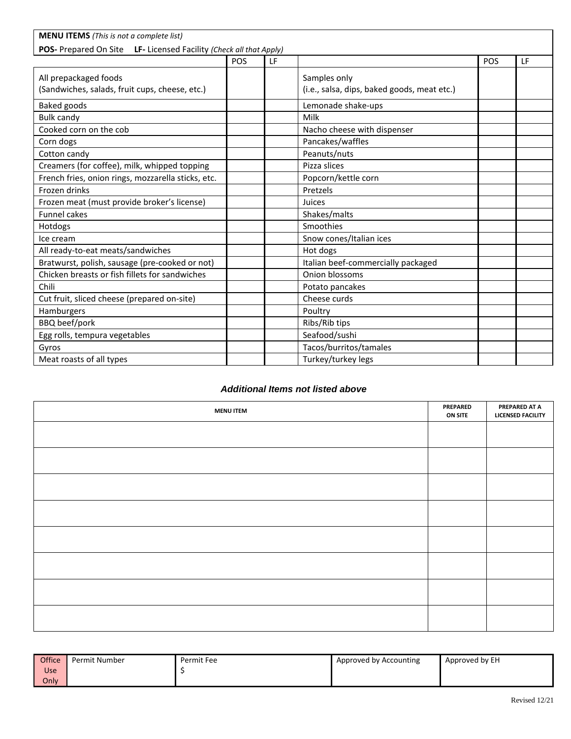**MENU ITEMS** *(This is not a complete list)*

**POS-** Prepared On Site **LF-** Licensed Facility *(Check all that Apply)*

| | POS | LF | | POS | LF |
|---|---|---|---|---|---|
| All prepackaged foods (Sandwiches, salads, fruit cups, cheese, etc.) | | | Samples only (i.e., salsa, dips, baked goods, meat etc.) | | |
| Baked goods | | | Lemonade shake-ups | | |
| Bulk candy | | | Milk | | |
| Cooked corn on the cob | | | Nacho cheese with dispenser | | |
| Corn dogs | | | Pancakes/waffles | | |
| Cotton candy | | | Peanuts/nuts | | |
| Creamers (for coffee), milk, whipped topping | | | Pizza slices | | |
| French fries, onion rings, mozzarella sticks, etc. | | | Popcorn/kettle corn | | |
| Frozen drinks | | | Pretzels | | |
| Frozen meat (must provide broker's license) | | | Juices | | |
| Funnel cakes | | | Shakes/malts | | |
| Hotdogs | | | Smoothies | | |
| Ice cream | | | Snow cones/Italian ices | | |
| All ready-to-eat meats/sandwiches | | | Hot dogs | | |
| Bratwurst, polish, sausage (pre-cooked or not) | | | Italian beef-commercially packaged | | |
| Chicken breasts or fish fillets for sandwiches | | | Onion blossoms | | |
| Chili | | | Potato pancakes | | |
| Cut fruit, sliced cheese (prepared on-site) | | | Cheese curds | | |
| Hamburgers | | | Poultry | | |
| BBQ beef/pork | | | Ribs/Rib tips | | |
| Egg rolls, tempura vegetables | | | Seafood/sushi | | |
| Gyros | | | Tacos/burritos/tamales | | |
| Meat roasts of all types | | | Turkey/turkey legs | | |

***Additional Items not listed above***

| MENU ITEM | PREPARED ON SITE | PREPARED AT A LICENSED FACILITY |
|---|---|---|
| | | |
| | | |
| | | |
| | | |
| | | |
| | | |
| | | |
| | | |

| Office Use Only | Permit Number | Permit Fee | Approved by Accounting | Approved by EH |
|---|---|---|---|---|
| | | $ | | |

Revised 12/21